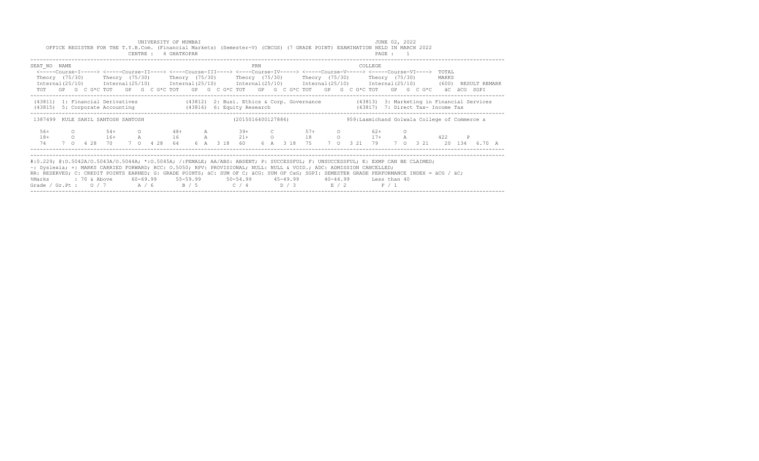UNIVERSITY OF MUMBAI

JUNE 02, 2022

OFFICE REGISTER FOR THE T.Y.B.Com. (Financial Markets) (Semester-V) (CBCGS) (7 GRADE POINT) EXAMINATION HELD IN MARCH 2022

CENTRE : 4 GHATKOPAR

PAGE : 1

| SEAT_NO | NAME | | | PRN | | | COLLEGE | |
|---|---|---|---|---|---|---|---|---|
| | <-----Course-I-----> | <-----Course-II----> | <----Course-III----> | <----Course-IV-----> | <-----Course-V-----> | <-----Course-VI----> | TOTAL | |
| | Theory (75/30) | Theory (75/30) | Theory (75/30) | Theory (75/30) | Theory (75/30) | Theory (75/30) | MARKS | |
| | Internal(25/10) | Internal(25/10) | Internal(25/10) | Internal(25/10) | Internal(25/10) | Internal(25/10) | (600) | RESULT REMARK |
| | TOT GP G C G*C | TOT GP G C G*C | TOT GP G C G*C | TOT GP G C G*C | TOT GP G C G*C | TOT GP G C G*C | äC äCG SGPI | |

(43811) 1: Financial Derivatives
(43812) 2: Busi. Ethics & Corp. Governance
(43813) 3: Marketing in Financial Services
(43815) 5: Corporate Accounting
(43816) 6: Equity Research
(43817) 7: Direct Tax- Income Tax

1387499 KULE SAHIL SANTOSH SANTOSH (2015016400127886) 959:Laxmichand Golwala College of Commerce a

| | Course-I | Course-II | Course-III | Course-IV | Course-V | Course-VI | TOTAL | RESULT |
|---|---|---|---|---|---|---|---|---|
| Theory | 56+ O | 54+ O | 48+ A | 39+ C | 57+ O | 62+ O | | |
| Internal | 18+ O | 16+ A | 16 A | 21+ O | 18 O | 17+ A | 422 | P |
| TOT GP G C G*C | 74 7 O 4 28 | 70 7 O 4 28 | 64 6 A 3 18 | 60 6 A 3 18 | 75 7 O 3 21 | 79 7 O 3 21 | 20 134 6.70 | A |

#:0.229; @:O.5042A/O.5043A/O.5044A; *:O.5045A; /:FEMALE; AA/ABS: ABSENT; P: SUCCESSFUL; F: UNSUCCESSFUL; E: EXMP CAN BE CLAIMED;
~: Dyslexia; +: MARKS CARRIED FORWARD; RCC: O.5050; RPV: PROVISIONAL; NULL: NULL & VOID.; ADC: ADMISSION CANCELLED;
RR: RESERVED; C: CREDIT POINTS EARNED; G: GRADE POINTS; äC: SUM OF C; äCG: SUM OF CxG; SGPI: SEMESTER GRADE PERFORMANCE INDEX = äCG / äC;

| %Marks | : 70 & Above | 60-69.99 | 55-59.99 | 50-54.99 | 45-49.99 | 40-44.99 | Less than 40 |
|---|---|---|---|---|---|---|---|
| Grade / Gr.Pt : | O / 7 | A / 6 | B / 5 | C / 4 | D / 3 | E / 2 | F / 1 |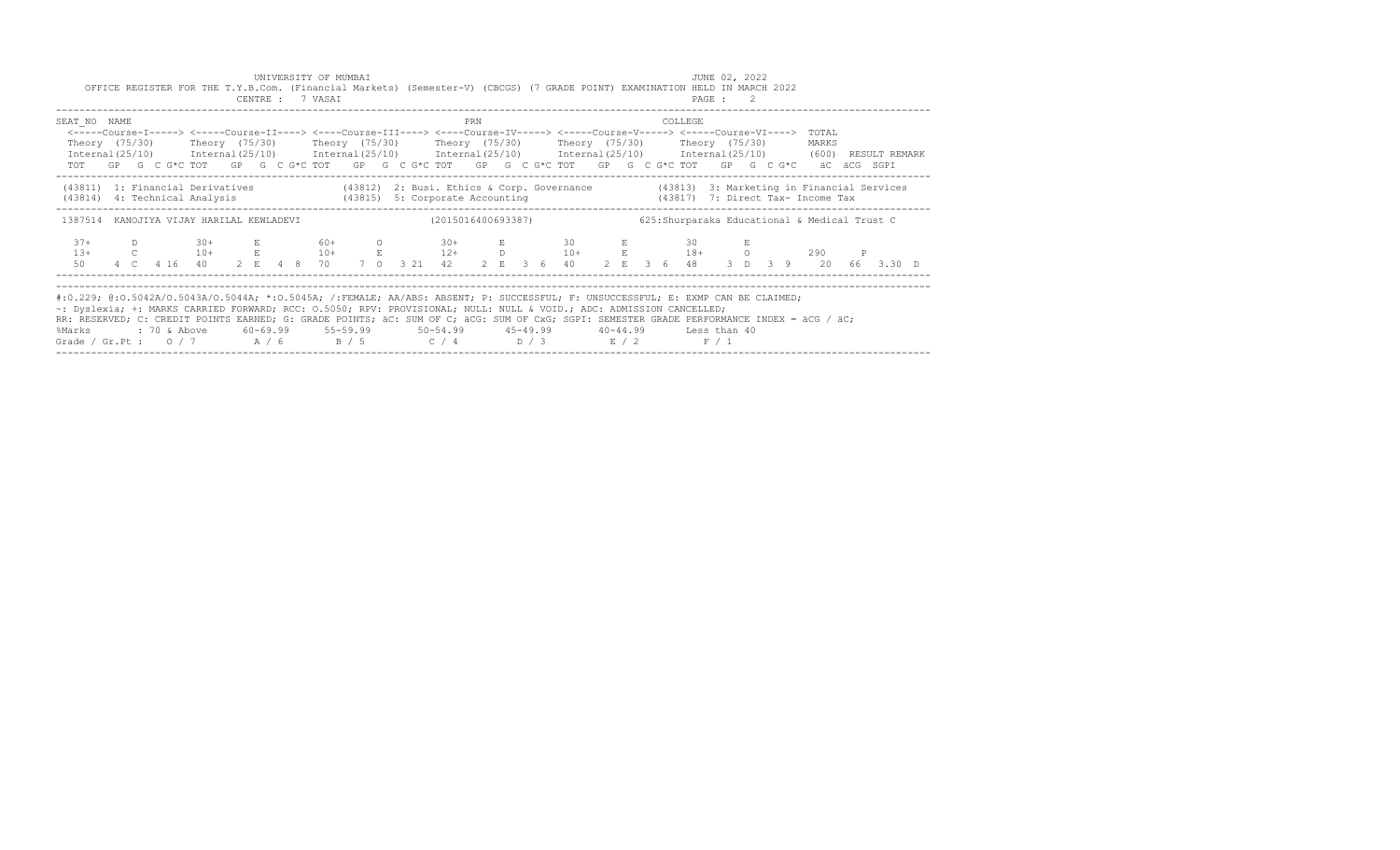UNIVERSITY OF MUMBAI

JUNE 02, 2022

OFFICE REGISTER FOR THE T.Y.B.Com. (Financial Markets) (Semester-V) (CBCGS) (7 GRADE POINT) EXAMINATION HELD IN MARCH 2022

CENTRE : 7 VASAI

PAGE : 2

| SEAT_NO | NAME | PRN | COLLEGE |
|---|---|---|---|

| | Course-I | | | | | Course-II | | | | | Course-III | | | | | Course-IV | | | | | Course-V | | | | | Course-VI | | | | | TOTAL MARKS (600) | RESULT | REMARK |
|---|---|---|---|---|---|---|---|---|---|---|---|---|---|---|---|---|---|---|---|---|---|---|---|---|---|---|---|---|---|---|---|---|
| | Theory (75/30) Internal(25/10) | | | | | Theory (75/30) Internal(25/10) | | | | | Theory (75/30) Internal(25/10) | | | | | Theory (75/30) Internal(25/10) | | | | | Theory (75/30) Internal(25/10) | | | | | Theory (75/30) Internal(25/10) | | | | | | | |
| | TOT | GP | G | C | G*C | TOT | GP | G | C | G*C | TOT | GP | G | C | G*C | TOT | GP | G | C | G*C | TOT | GP | G | C | G*C | TOT | GP | G | C | G*C | äC äCG | SGPI | |

(43811) 1: Financial Derivatives
(43812) 2: Busi. Ethics & Corp. Governance
(43813) 3: Marketing in Financial Services
(43814) 4: Technical Analysis
(43815) 5: Corporate Accounting
(43817) 7: Direct Tax- Income Tax

1387514 KANOJIYA VIJAY HARILAL KEWLADEVI (2015016400693387) 625:Shurparaka Educational & Medical Trust C

| | Course-I | | | | | Course-II | | | | | Course-III | | | | | Course-IV | | | | | Course-V | | | | | Course-VI | | | | | TOTAL | | |
|---|---|---|---|---|---|---|---|---|---|---|---|---|---|---|---|---|---|---|---|---|---|---|---|---|---|---|---|---|---|---|---|---|
| Theory | 37+ | D | | | | 30+ | E | | | | 60+ | O | | | | 30+ | E | | | | 30 | E | | | | 30 | E | | | | | | |
| Internal | 13+ | C | | | | 10+ | E | | | | 10+ | E | | | | 12+ | D | | | | 10+ | E | | | | 18+ | O | | | | 290 | P | |
| Total | 50 | 4 | C | 4 | 16 | 40 | 2 | E | 4 | 8 | 70 | 7 | O | 3 | 21 | 42 | 2 | E | 3 | 6 | 40 | 2 | E | 3 | 6 | 48 | 3 | D | 3 | 9 | 20 66 | 3.30 | D |

#:0.229; @:O.5042A/O.5043A/O.5044A; *:O.5045A; /:FEMALE; AA/ABS: ABSENT; P: SUCCESSFUL; F: UNSUCCESSFUL; E: EXMP CAN BE CLAIMED;
~: Dyslexia; +: MARKS CARRIED FORWARD; RCC: O.5050; RPV: PROVISIONAL; NULL: NULL & VOID.; ADC: ADMISSION CANCELLED;
RR: RESERVED; C: CREDIT POINTS EARNED; G: GRADE POINTS; äC: SUM OF C; äCG: SUM OF CxG; SGPI: SEMESTER GRADE PERFORMANCE INDEX = äCG / äC;

| %Marks | : 70 & Above | 60-69.99 | 55-59.99 | 50-54.99 | 45-49.99 | 40-44.99 | Less than 40 |
|---|---|---|---|---|---|---|---|
| Grade / Gr.Pt : | O / 7 | A / 6 | B / 5 | C / 4 | D / 3 | E / 2 | F / 1 |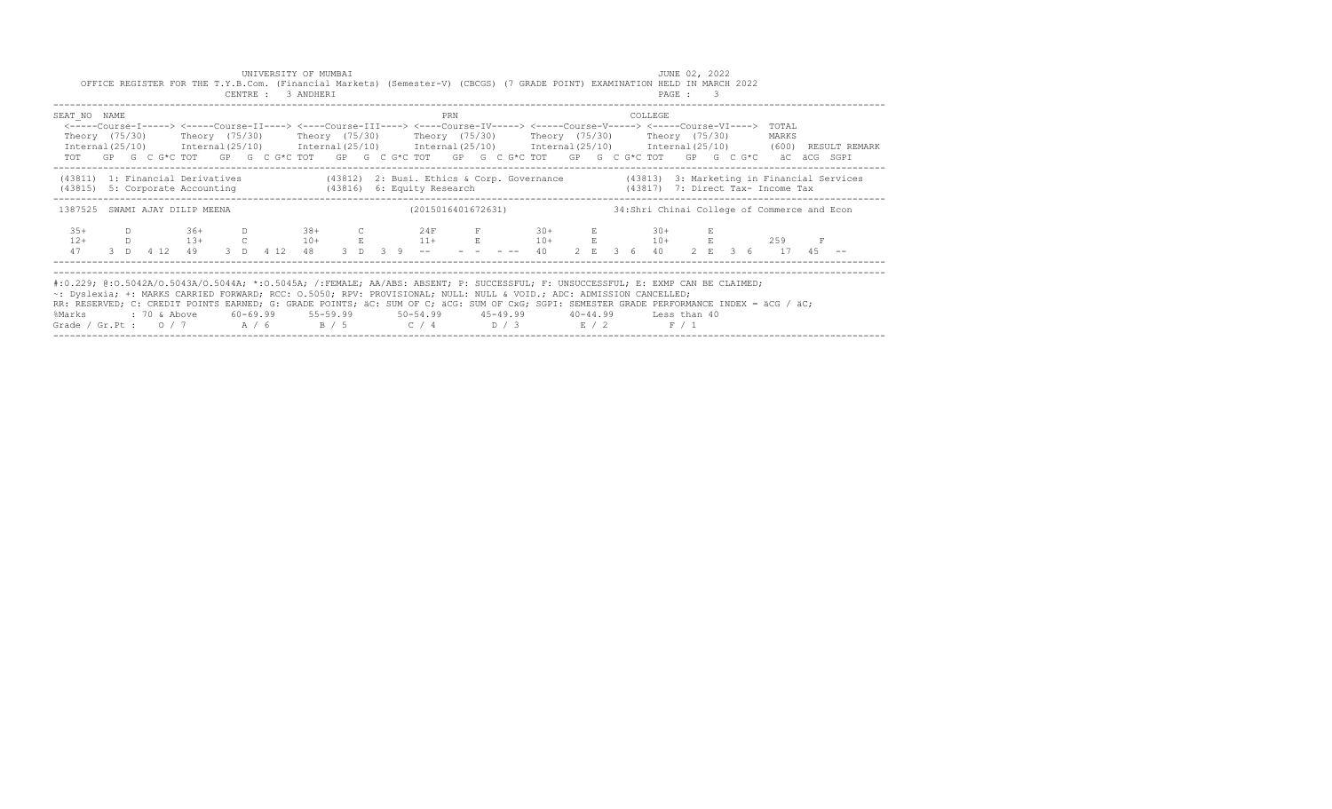UNIVERSITY OF MUMBAI

JUNE 02, 2022

OFFICE REGISTER FOR THE T.Y.B.Com. (Financial Markets) (Semester-V) (CBCGS) (7 GRADE POINT) EXAMINATION HELD IN MARCH 2022

CENTRE : 3 ANDHERI

PAGE : 3

```
SEAT_NO  NAME                                                              PRN                                   COLLEGE
 <-----Course-I-----> <-----Course-II----> <----Course-III----> <----Course-IV-----> <-----Course-V-----> <-----Course-VI---->  TOTAL
 Theory (75/30)      Theory (75/30)      Theory (75/30)      Theory (75/30)      Theory (75/30)      Theory (75/30)       MARKS
 Internal(25/10)     Internal(25/10)     Internal(25/10)     Internal(25/10)     Internal(25/10)     Internal(25/10)      (600)  RESULT REMARK
 TOT   GP  G  C G*C TOT   GP  G  C G*C TOT   GP  G  C G*C TOT   GP  G  C G*C TOT   GP  G  C G*C TOT   GP  G  C G*C    äC  äCG  SGPI

 (43811)  1: Financial Derivatives            (43812)  2: Busi. Ethics & Corp. Governance          (43813)  3: Marketing in Financial Services
 (43815)  5: Corporate Accounting             (43816)  6: Equity Research                          (43817)  7: Direct Tax- Income Tax

 1387525  SWAMI AJAY DILIP MEENA                              (2015016401672631)                  34:Shri Chinai College of Commerce and Econ

  35+      D         36+      D         38+      C          24F      F          30+      E          30+      E
  12+      D         13+      C         10+      E          11+      E          10+      E          10+      E              259     F
  47    3  D   4 12  49    3  D   4 12  48    3  D   3  9   --     -  -   - --  40    2  E   3  6  40    2  E   3  6    17  45   --
```

#:0.229; @:O.5042A/O.5043A/O.5044A; *:O.5045A; /:FEMALE; AA/ABS: ABSENT; P: SUCCESSFUL; F: UNSUCCESSFUL; E: EXMP CAN BE CLAIMED;
~: Dyslexia; +: MARKS CARRIED FORWARD; RCC: O.5050; RPV: PROVISIONAL; NULL: NULL & VOID.; ADC: ADMISSION CANCELLED;
RR: RESERVED; C: CREDIT POINTS EARNED; G: GRADE POINTS; äC: SUM OF C; äCG: SUM OF CxG; SGPI: SEMESTER GRADE PERFORMANCE INDEX = äCG / äC;

| %Marks | : 70 & Above | 60-69.99 | 55-59.99 | 50-54.99 | 45-49.99 | 40-44.99 | Less than 40 |
|---|---|---|---|---|---|---|---|
| Grade / Gr.Pt : | O / 7 | A / 6 | B / 5 | C / 4 | D / 3 | E / 2 | F / 1 |